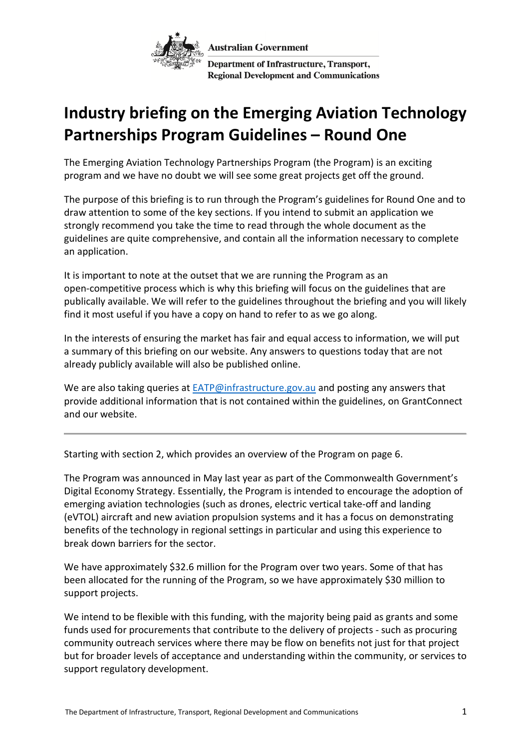Australian Government

Department of Infrastructure, Transport, Regional Development and Communications

# Industry briefing on the Emerging Aviation Technology Partnerships Program Guidelines – Round One

The Emerging Aviation Technology Partnerships Program (the Program) is an exciting program and we have no doubt we will see some great projects get off the ground.

The purpose of this briefing is to run through the Program's guidelines for Round One and to draw attention to some of the key sections. If you intend to submit an application we strongly recommend you take the time to read through the whole document as the guidelines are quite comprehensive, and contain all the information necessary to complete an application.

It is important to note at the outset that we are running the Program as an open-competitive process which is why this briefing will focus on the guidelines that are publically available. We will refer to the guidelines throughout the briefing and you will likely find it most useful if you have a copy on hand to refer to as we go along.

In the interests of ensuring the market has fair and equal access to information, we will put a summary of this briefing on our website. Any answers to questions today that are not already publicly available will also be published online.

We are also taking queries at [EATP@infrastructure.gov.au](mailto:EATP@infrastructure.gov.au) and posting any answers that provide additional information that is not contained within the guidelines, on GrantConnect and our website.

---

Starting with section 2, which provides an overview of the Program on page 6.

The Program was announced in May last year as part of the Commonwealth Government's Digital Economy Strategy. Essentially, the Program is intended to encourage the adoption of emerging aviation technologies (such as drones, electric vertical take-off and landing (eVTOL) aircraft and new aviation propulsion systems and it has a focus on demonstrating benefits of the technology in regional settings in particular and using this experience to break down barriers for the sector.

We have approximately $32.6 million for the Program over two years. Some of that has been allocated for the running of the Program, so we have approximately $30 million to support projects.

We intend to be flexible with this funding, with the majority being paid as grants and some funds used for procurements that contribute to the delivery of projects - such as procuring community outreach services where there may be flow on benefits not just for that project but for broader levels of acceptance and understanding within the community, or services to support regulatory development.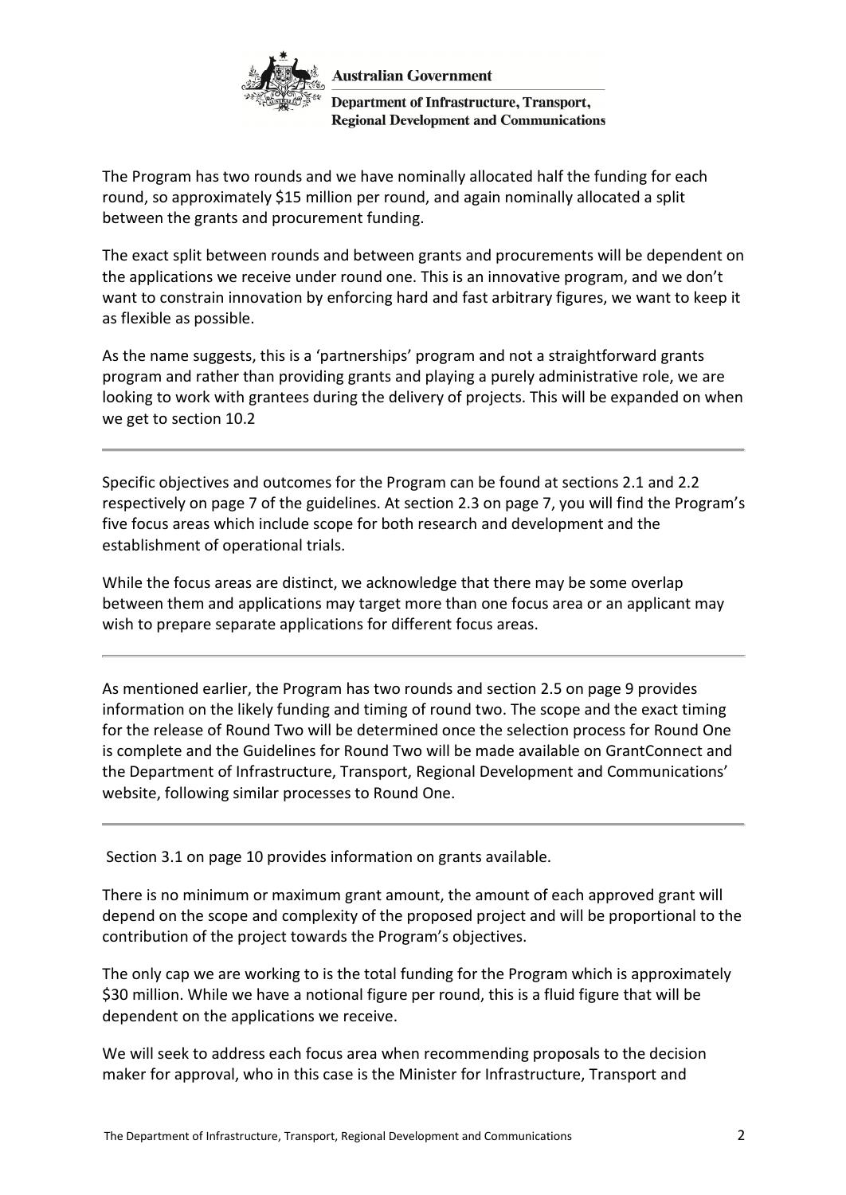The Program has two rounds and we have nominally allocated half the funding for each round, so approximately $15 million per round, and again nominally allocated a split between the grants and procurement funding.

The exact split between rounds and between grants and procurements will be dependent on the applications we receive under round one. This is an innovative program, and we don't want to constrain innovation by enforcing hard and fast arbitrary figures, we want to keep it as flexible as possible.

As the name suggests, this is a 'partnerships' program and not a straightforward grants program and rather than providing grants and playing a purely administrative role, we are looking to work with grantees during the delivery of projects. This will be expanded on when we get to section 10.2

---

Specific objectives and outcomes for the Program can be found at sections 2.1 and 2.2 respectively on page 7 of the guidelines. At section 2.3 on page 7, you will find the Program's five focus areas which include scope for both research and development and the establishment of operational trials.

While the focus areas are distinct, we acknowledge that there may be some overlap between them and applications may target more than one focus area or an applicant may wish to prepare separate applications for different focus areas.

---

As mentioned earlier, the Program has two rounds and section 2.5 on page 9 provides information on the likely funding and timing of round two. The scope and the exact timing for the release of Round Two will be determined once the selection process for Round One is complete and the Guidelines for Round Two will be made available on GrantConnect and the Department of Infrastructure, Transport, Regional Development and Communications' website, following similar processes to Round One.

---

Section 3.1 on page 10 provides information on grants available.

There is no minimum or maximum grant amount, the amount of each approved grant will depend on the scope and complexity of the proposed project and will be proportional to the contribution of the project towards the Program's objectives.

The only cap we are working to is the total funding for the Program which is approximately $30 million. While we have a notional figure per round, this is a fluid figure that will be dependent on the applications we receive.

We will seek to address each focus area when recommending proposals to the decision maker for approval, who in this case is the Minister for Infrastructure, Transport and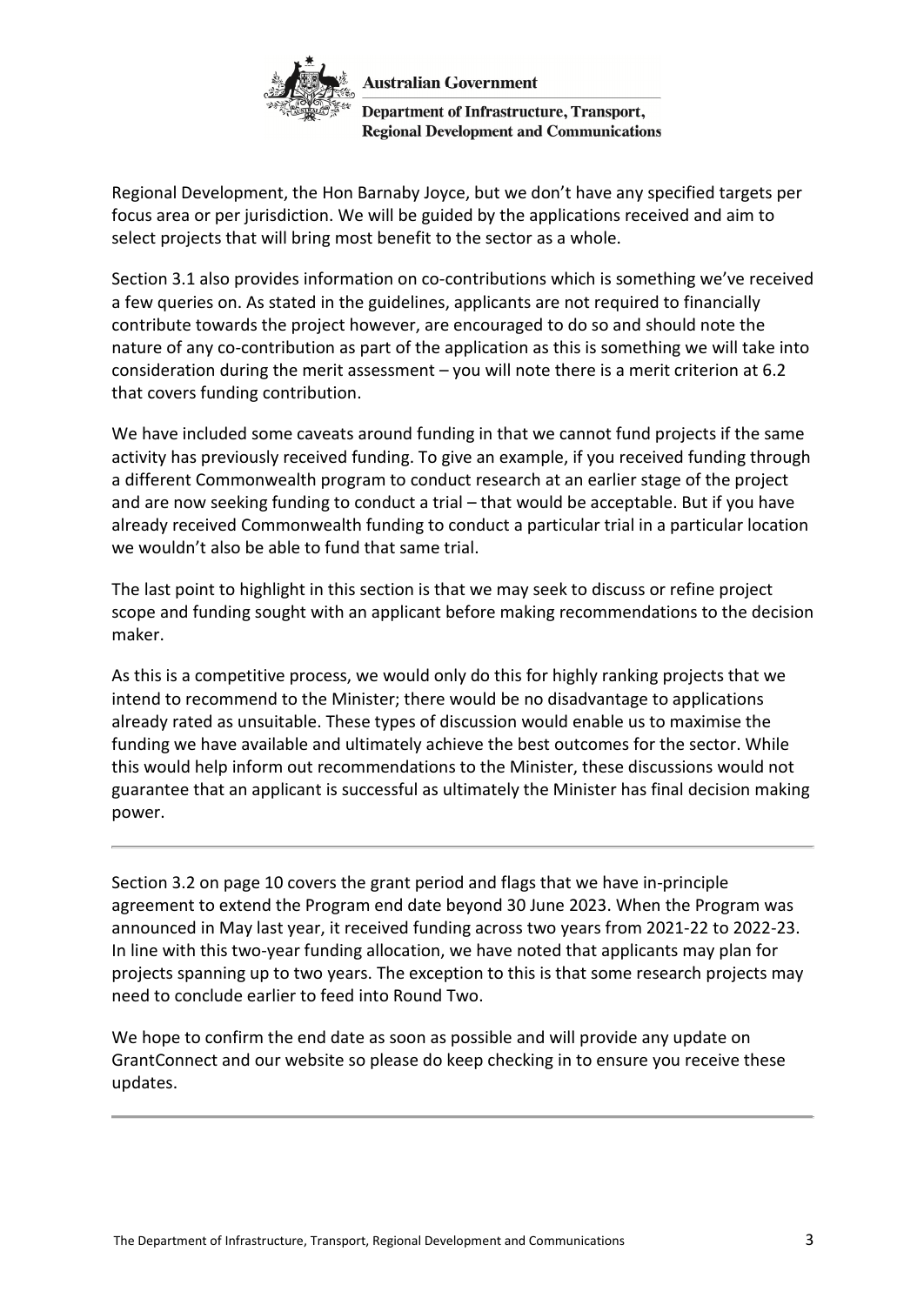Regional Development, the Hon Barnaby Joyce, but we don't have any specified targets per focus area or per jurisdiction. We will be guided by the applications received and aim to select projects that will bring most benefit to the sector as a whole.

Section 3.1 also provides information on co-contributions which is something we've received a few queries on. As stated in the guidelines, applicants are not required to financially contribute towards the project however, are encouraged to do so and should note the nature of any co-contribution as part of the application as this is something we will take into consideration during the merit assessment – you will note there is a merit criterion at 6.2 that covers funding contribution.

We have included some caveats around funding in that we cannot fund projects if the same activity has previously received funding. To give an example, if you received funding through a different Commonwealth program to conduct research at an earlier stage of the project and are now seeking funding to conduct a trial – that would be acceptable. But if you have already received Commonwealth funding to conduct a particular trial in a particular location we wouldn't also be able to fund that same trial.

The last point to highlight in this section is that we may seek to discuss or refine project scope and funding sought with an applicant before making recommendations to the decision maker.

As this is a competitive process, we would only do this for highly ranking projects that we intend to recommend to the Minister; there would be no disadvantage to applications already rated as unsuitable. These types of discussion would enable us to maximise the funding we have available and ultimately achieve the best outcomes for the sector. While this would help inform out recommendations to the Minister, these discussions would not guarantee that an applicant is successful as ultimately the Minister has final decision making power.

---

Section 3.2 on page 10 covers the grant period and flags that we have in-principle agreement to extend the Program end date beyond 30 June 2023. When the Program was announced in May last year, it received funding across two years from 2021-22 to 2022-23. In line with this two-year funding allocation, we have noted that applicants may plan for projects spanning up to two years. The exception to this is that some research projects may need to conclude earlier to feed into Round Two.

We hope to confirm the end date as soon as possible and will provide any update on GrantConnect and our website so please do keep checking in to ensure you receive these updates.

---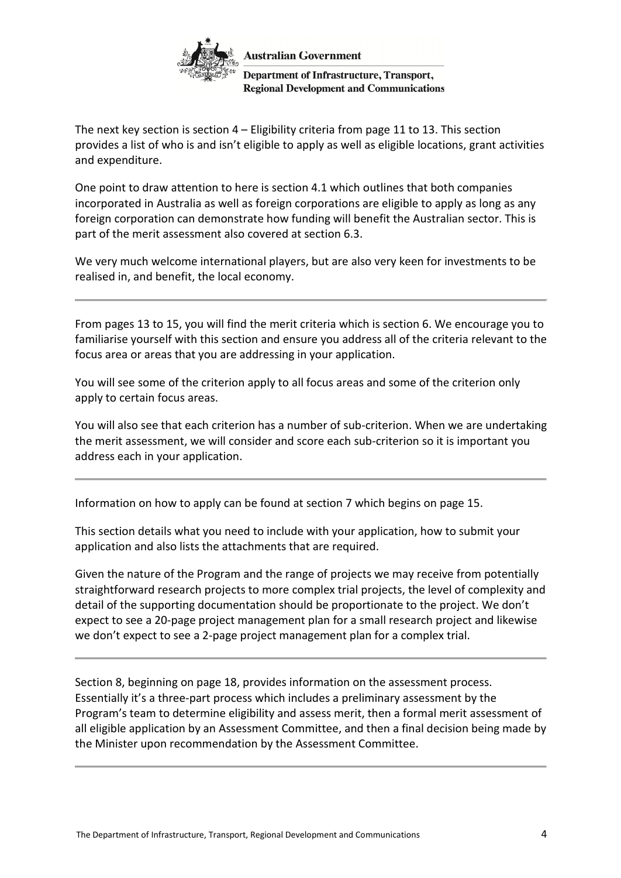The next key section is section 4 – Eligibility criteria from page 11 to 13. This section provides a list of who is and isn't eligible to apply as well as eligible locations, grant activities and expenditure.

One point to draw attention to here is section 4.1 which outlines that both companies incorporated in Australia as well as foreign corporations are eligible to apply as long as any foreign corporation can demonstrate how funding will benefit the Australian sector. This is part of the merit assessment also covered at section 6.3.

We very much welcome international players, but are also very keen for investments to be realised in, and benefit, the local economy.

---

From pages 13 to 15, you will find the merit criteria which is section 6. We encourage you to familiarise yourself with this section and ensure you address all of the criteria relevant to the focus area or areas that you are addressing in your application.

You will see some of the criterion apply to all focus areas and some of the criterion only apply to certain focus areas.

You will also see that each criterion has a number of sub-criterion. When we are undertaking the merit assessment, we will consider and score each sub-criterion so it is important you address each in your application.

---

Information on how to apply can be found at section 7 which begins on page 15.

This section details what you need to include with your application, how to submit your application and also lists the attachments that are required.

Given the nature of the Program and the range of projects we may receive from potentially straightforward research projects to more complex trial projects, the level of complexity and detail of the supporting documentation should be proportionate to the project. We don't expect to see a 20-page project management plan for a small research project and likewise we don't expect to see a 2-page project management plan for a complex trial.

---

Section 8, beginning on page 18, provides information on the assessment process. Essentially it's a three-part process which includes a preliminary assessment by the Program's team to determine eligibility and assess merit, then a formal merit assessment of all eligible application by an Assessment Committee, and then a final decision being made by the Minister upon recommendation by the Assessment Committee.

---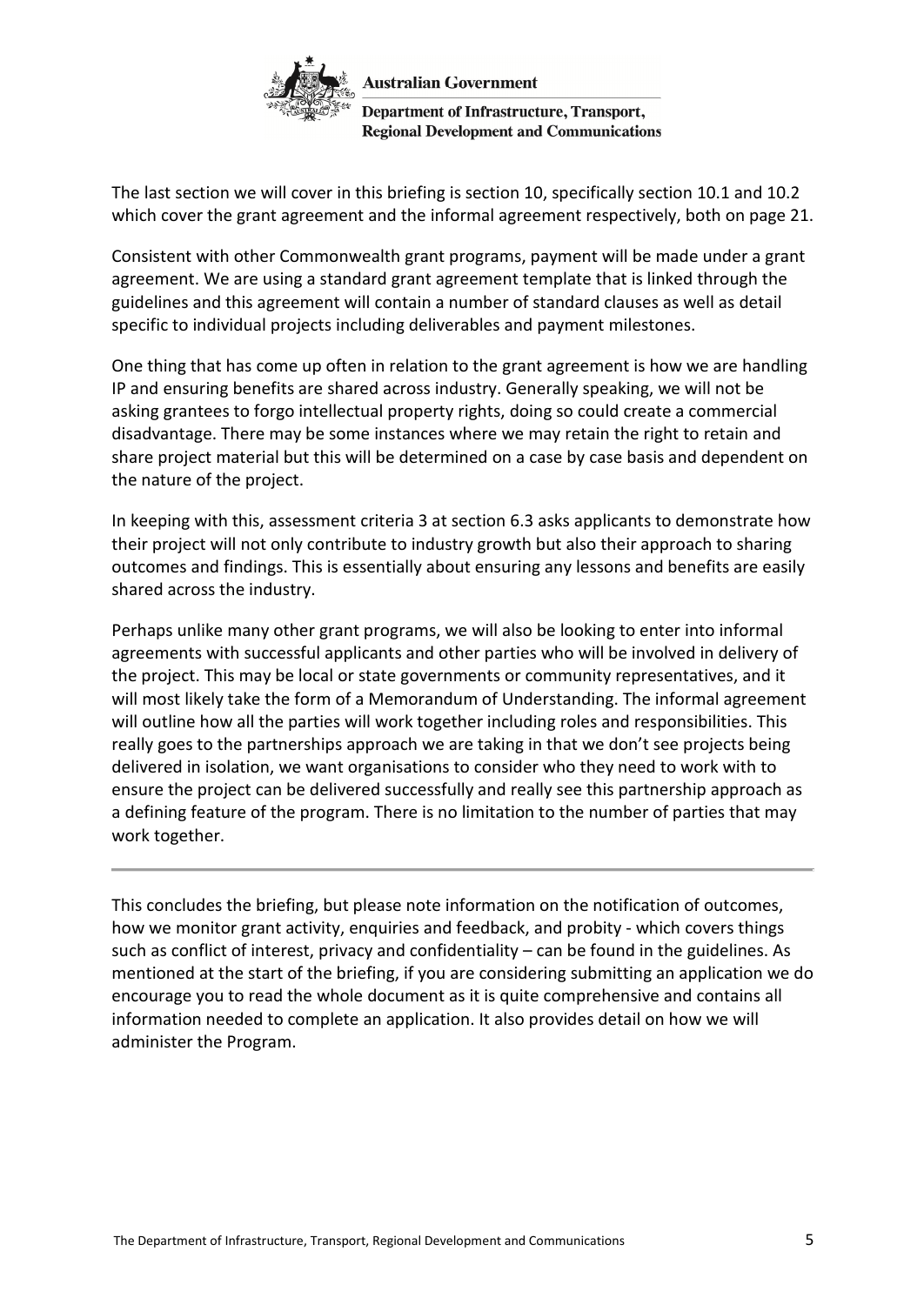The last section we will cover in this briefing is section 10, specifically section 10.1 and 10.2 which cover the grant agreement and the informal agreement respectively, both on page 21.

Consistent with other Commonwealth grant programs, payment will be made under a grant agreement. We are using a standard grant agreement template that is linked through the guidelines and this agreement will contain a number of standard clauses as well as detail specific to individual projects including deliverables and payment milestones.

One thing that has come up often in relation to the grant agreement is how we are handling IP and ensuring benefits are shared across industry. Generally speaking, we will not be asking grantees to forgo intellectual property rights, doing so could create a commercial disadvantage. There may be some instances where we may retain the right to retain and share project material but this will be determined on a case by case basis and dependent on the nature of the project.

In keeping with this, assessment criteria 3 at section 6.3 asks applicants to demonstrate how their project will not only contribute to industry growth but also their approach to sharing outcomes and findings. This is essentially about ensuring any lessons and benefits are easily shared across the industry.

Perhaps unlike many other grant programs, we will also be looking to enter into informal agreements with successful applicants and other parties who will be involved in delivery of the project. This may be local or state governments or community representatives, and it will most likely take the form of a Memorandum of Understanding. The informal agreement will outline how all the parties will work together including roles and responsibilities. This really goes to the partnerships approach we are taking in that we don't see projects being delivered in isolation, we want organisations to consider who they need to work with to ensure the project can be delivered successfully and really see this partnership approach as a defining feature of the program. There is no limitation to the number of parties that may work together.

---

This concludes the briefing, but please note information on the notification of outcomes, how we monitor grant activity, enquiries and feedback, and probity - which covers things such as conflict of interest, privacy and confidentiality – can be found in the guidelines. As mentioned at the start of the briefing, if you are considering submitting an application we do encourage you to read the whole document as it is quite comprehensive and contains all information needed to complete an application. It also provides detail on how we will administer the Program.